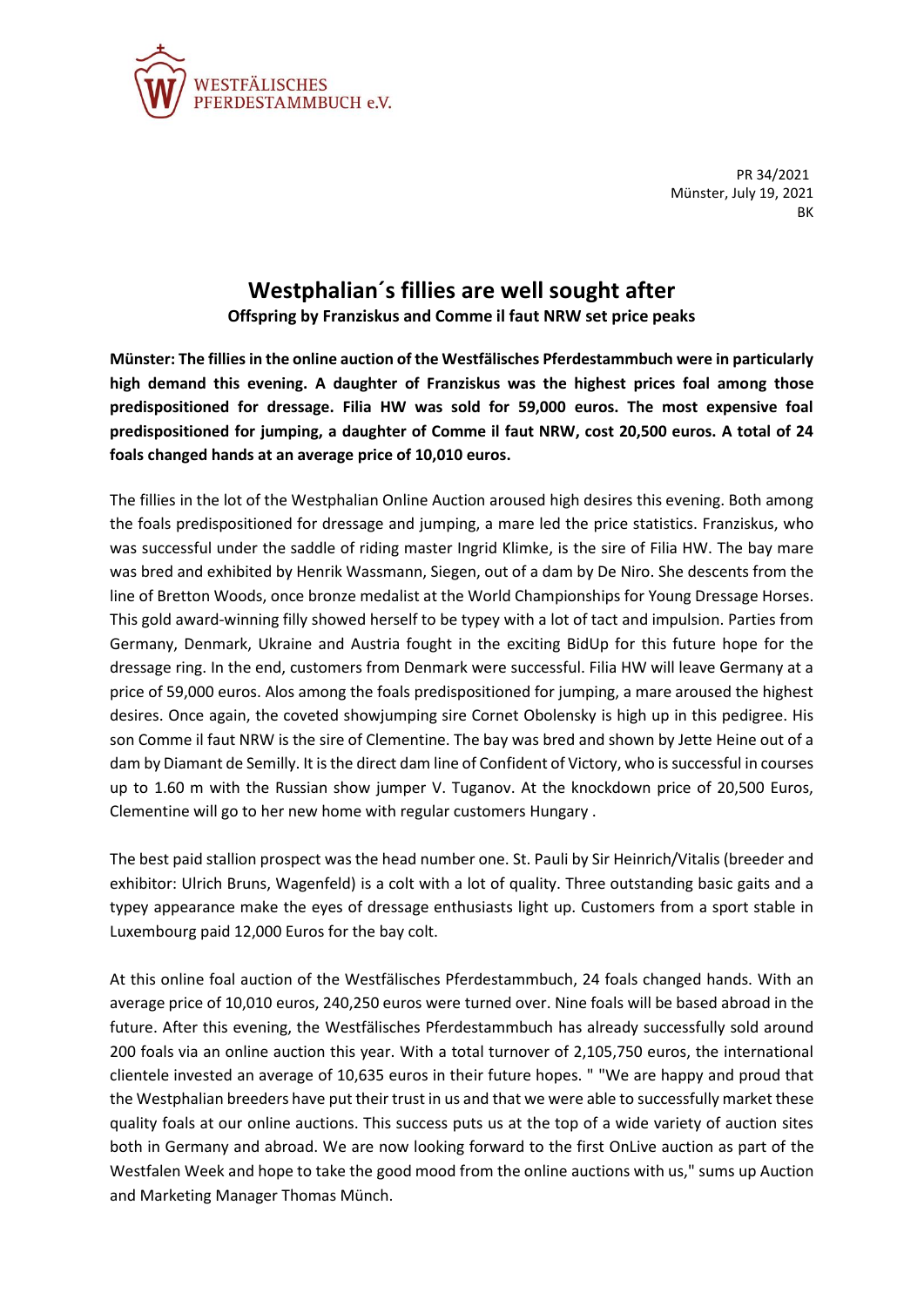WESTFÄLISCHES PFERDESTAMMBUCH e.V.

PR 34/2021
Münster, July 19, 2021
BK

# Westphalian´s fillies are well sought after

**Offspring by Franziskus and Comme il faut NRW set price peaks**

**Münster: The fillies in the online auction of the Westfälisches Pferdestammbuch were in particularly high demand this evening. A daughter of Franziskus was the highest prices foal among those predispositioned for dressage. Filia HW was sold for 59,000 euros. The most expensive foal predispositioned for jumping, a daughter of Comme il faut NRW, cost 20,500 euros. A total of 24 foals changed hands at an average price of 10,010 euros.**

The fillies in the lot of the Westphalian Online Auction aroused high desires this evening. Both among the foals predispositioned for dressage and jumping, a mare led the price statistics. Franziskus, who was successful under the saddle of riding master Ingrid Klimke, is the sire of Filia HW. The bay mare was bred and exhibited by Henrik Wassmann, Siegen, out of a dam by De Niro. She descents from the line of Bretton Woods, once bronze medalist at the World Championships for Young Dressage Horses. This gold award-winning filly showed herself to be typey with a lot of tact and impulsion. Parties from Germany, Denmark, Ukraine and Austria fought in the exciting BidUp for this future hope for the dressage ring. In the end, customers from Denmark were successful. Filia HW will leave Germany at a price of 59,000 euros. Alos among the foals predispositioned for jumping, a mare aroused the highest desires. Once again, the coveted showjumping sire Cornet Obolensky is high up in this pedigree. His son Comme il faut NRW is the sire of Clementine. The bay was bred and shown by Jette Heine out of a dam by Diamant de Semilly. It is the direct dam line of Confident of Victory, who is successful in courses up to 1.60 m with the Russian show jumper V. Tuganov. At the knockdown price of 20,500 Euros, Clementine will go to her new home with regular customers Hungary .

The best paid stallion prospect was the head number one. St. Pauli by Sir Heinrich/Vitalis (breeder and exhibitor: Ulrich Bruns, Wagenfeld) is a colt with a lot of quality. Three outstanding basic gaits and a typey appearance make the eyes of dressage enthusiasts light up. Customers from a sport stable in Luxembourg paid 12,000 Euros for the bay colt.

At this online foal auction of the Westfälisches Pferdestammbuch, 24 foals changed hands. With an average price of 10,010 euros, 240,250 euros were turned over. Nine foals will be based abroad in the future. After this evening, the Westfälisches Pferdestammbuch has already successfully sold around 200 foals via an online auction this year. With a total turnover of 2,105,750 euros, the international clientele invested an average of 10,635 euros in their future hopes. " "We are happy and proud that the Westphalian breeders have put their trust in us and that we were able to successfully market these quality foals at our online auctions. This success puts us at the top of a wide variety of auction sites both in Germany and abroad. We are now looking forward to the first OnLive auction as part of the Westfalen Week and hope to take the good mood from the online auctions with us," sums up Auction and Marketing Manager Thomas Münch.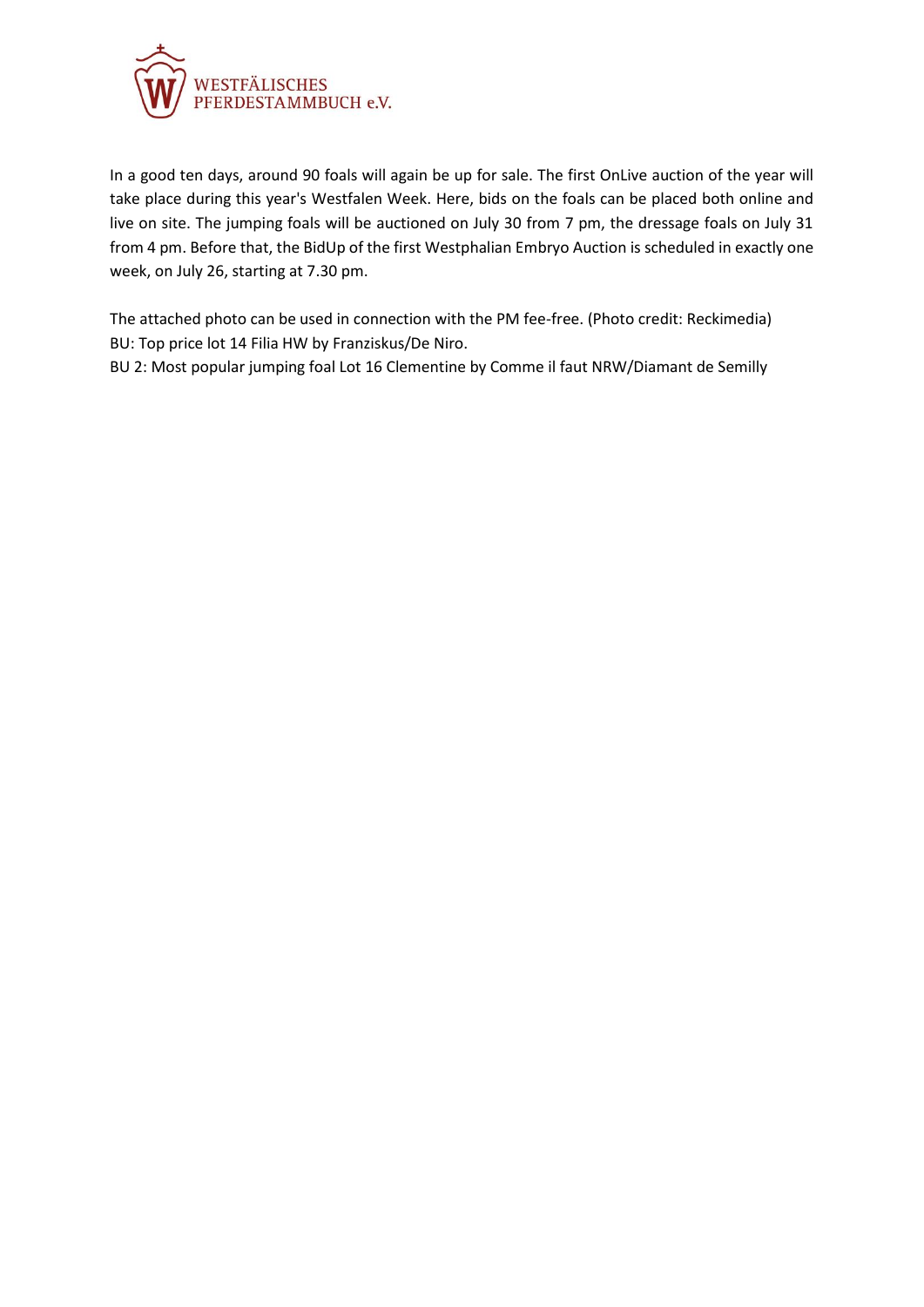In a good ten days, around 90 foals will again be up for sale. The first OnLive auction of the year will take place during this year's Westfalen Week. Here, bids on the foals can be placed both online and live on site. The jumping foals will be auctioned on July 30 from 7 pm, the dressage foals on July 31 from 4 pm. Before that, the BidUp of the first Westphalian Embryo Auction is scheduled in exactly one week, on July 26, starting at 7.30 pm.

The attached photo can be used in connection with the PM fee-free. (Photo credit: Reckimedia)
BU: Top price lot 14 Filia HW by Franziskus/De Niro.
BU 2: Most popular jumping foal Lot 16 Clementine by Comme il faut NRW/Diamant de Semilly